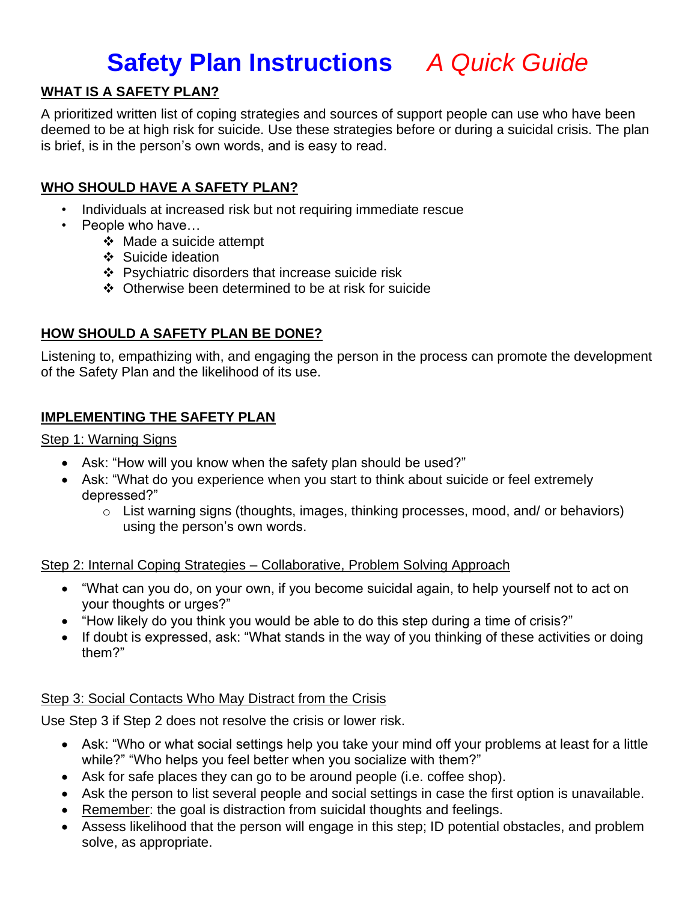# Safety Plan Instructions *A Quick Guide*

## WHAT IS A SAFETY PLAN?

A prioritized written list of coping strategies and sources of support people can use who have been deemed to be at high risk for suicide. Use these strategies before or during a suicidal crisis. The plan is brief, is in the person's own words, and is easy to read.

## WHO SHOULD HAVE A SAFETY PLAN?

- Individuals at increased risk but not requiring immediate rescue
- People who have…
  - Made a suicide attempt
  - Suicide ideation
  - Psychiatric disorders that increase suicide risk
  - Otherwise been determined to be at risk for suicide

## HOW SHOULD A SAFETY PLAN BE DONE?

Listening to, empathizing with, and engaging the person in the process can promote the development of the Safety Plan and the likelihood of its use.

## IMPLEMENTING THE SAFETY PLAN

### Step 1: Warning Signs

- Ask: "How will you know when the safety plan should be used?"
- Ask: "What do you experience when you start to think about suicide or feel extremely depressed?"
  - List warning signs (thoughts, images, thinking processes, mood, and/ or behaviors) using the person's own words.

### Step 2: Internal Coping Strategies – Collaborative, Problem Solving Approach

- "What can you do, on your own, if you become suicidal again, to help yourself not to act on your thoughts or urges?"
- "How likely do you think you would be able to do this step during a time of crisis?"
- If doubt is expressed, ask: "What stands in the way of you thinking of these activities or doing them?"

### Step 3: Social Contacts Who May Distract from the Crisis

Use Step 3 if Step 2 does not resolve the crisis or lower risk.

- Ask: "Who or what social settings help you take your mind off your problems at least for a little while?" "Who helps you feel better when you socialize with them?"
- Ask for safe places they can go to be around people (i.e. coffee shop).
- Ask the person to list several people and social settings in case the first option is unavailable.
- Remember: the goal is distraction from suicidal thoughts and feelings.
- Assess likelihood that the person will engage in this step; ID potential obstacles, and problem solve, as appropriate.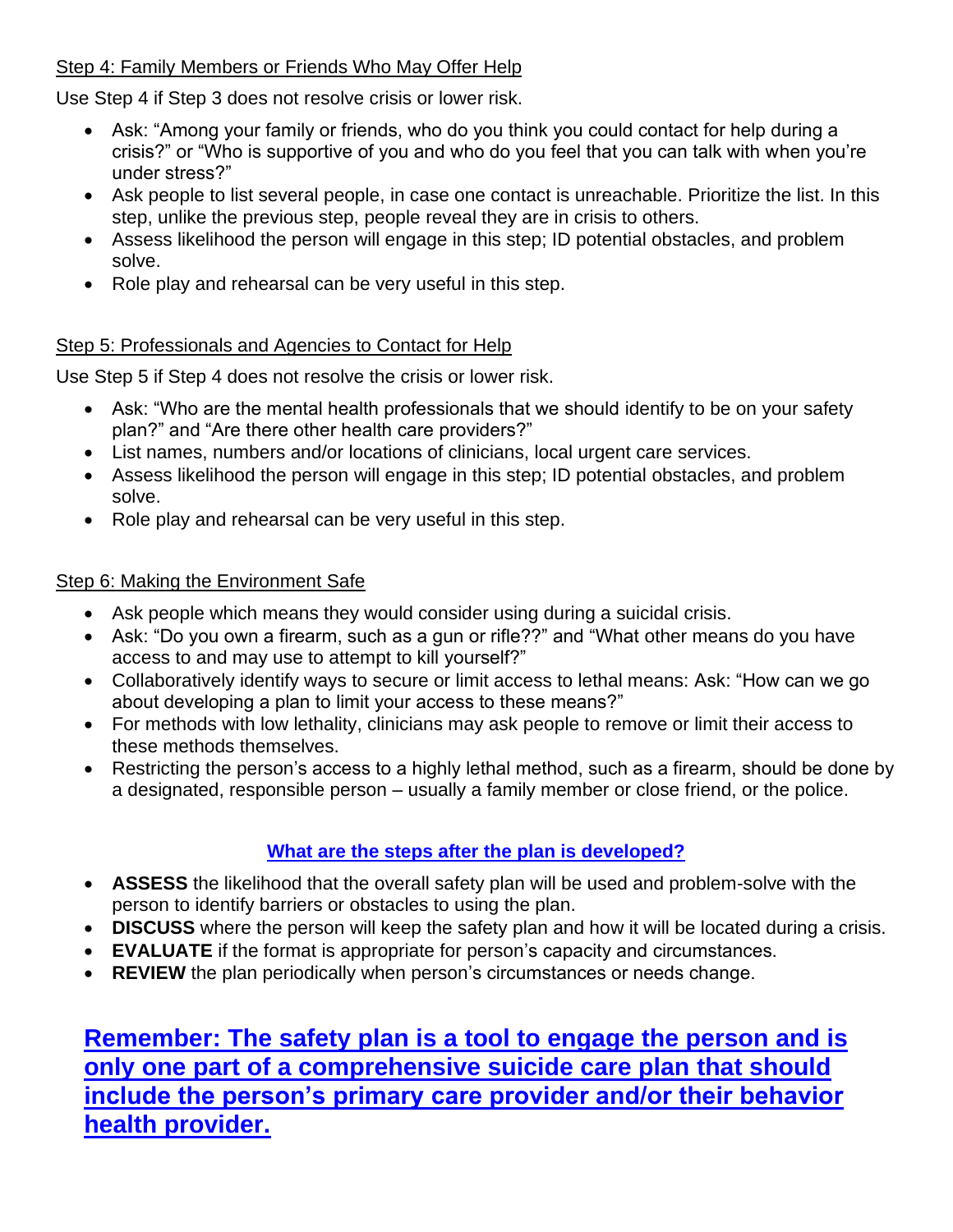Step 4: Family Members or Friends Who May Offer Help

Use Step 4 if Step 3 does not resolve crisis or lower risk.

- Ask: “Among your family or friends, who do you think you could contact for help during a crisis?” or “Who is supportive of you and who do you feel that you can talk with when you’re under stress?”
- Ask people to list several people, in case one contact is unreachable. Prioritize the list. In this step, unlike the previous step, people reveal they are in crisis to others.
- Assess likelihood the person will engage in this step; ID potential obstacles, and problem solve.
- Role play and rehearsal can be very useful in this step.

Step 5: Professionals and Agencies to Contact for Help

Use Step 5 if Step 4 does not resolve the crisis or lower risk.

- Ask: “Who are the mental health professionals that we should identify to be on your safety plan?” and “Are there other health care providers?”
- List names, numbers and/or locations of clinicians, local urgent care services.
- Assess likelihood the person will engage in this step; ID potential obstacles, and problem solve.
- Role play and rehearsal can be very useful in this step.

Step 6: Making the Environment Safe

- Ask people which means they would consider using during a suicidal crisis.
- Ask: “Do you own a firearm, such as a gun or rifle??” and “What other means do you have access to and may use to attempt to kill yourself?”
- Collaboratively identify ways to secure or limit access to lethal means: Ask: “How can we go about developing a plan to limit your access to these means?”
- For methods with low lethality, clinicians may ask people to remove or limit their access to these methods themselves.
- Restricting the person’s access to a highly lethal method, such as a firearm, should be done by a designated, responsible person – usually a family member or close friend, or the police.

**What are the steps after the plan is developed?**

- **ASSESS** the likelihood that the overall safety plan will be used and problem-solve with the person to identify barriers or obstacles to using the plan.
- **DISCUSS** where the person will keep the safety plan and how it will be located during a crisis.
- **EVALUATE** if the format is appropriate for person’s capacity and circumstances.
- **REVIEW** the plan periodically when person’s circumstances or needs change.

**Remember: The safety plan is a tool to engage the person and is only one part of a comprehensive suicide care plan that should include the person’s primary care provider and/or their behavior health provider.**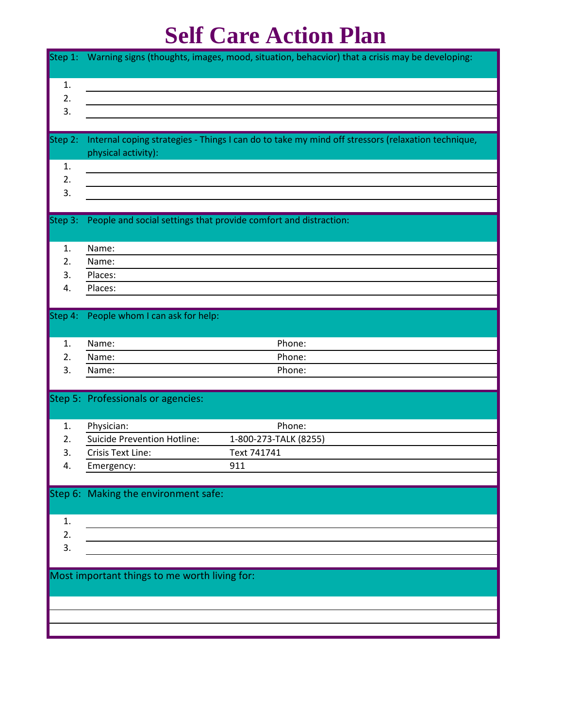# Self Care Action Plan

**Step 1:** Warning signs (thoughts, images, mood, situation, behacvior) that a crisis may be developing:

1. 
2. 
3. 

**Step 2:** Internal coping strategies - Things I can do to take my mind off stressors (relaxation technique, physical activity):

1. 
2. 
3. 

**Step 3:** People and social settings that provide comfort and distraction:

1. Name:
2. Name:
3. Places:
4. Places:

**Step 4:** People whom I can ask for help:

| | | |
|---|---|---|
| 1. | Name: | Phone: |
| 2. | Name: | Phone: |
| 3. | Name: | Phone: |

**Step 5:** Professionals or agencies:

| | | |
|---|---|---|
| 1. | Physician: | Phone: |
| 2. | Suicide Prevention Hotline: | 1-800-273-TALK (8255) |
| 3. | Crisis Text Line: | Text 741741 |
| 4. | Emergency: | 911 |

**Step 6:** Making the environment safe:

1. 
2. 
3. 

**Most important things to me worth living for:**